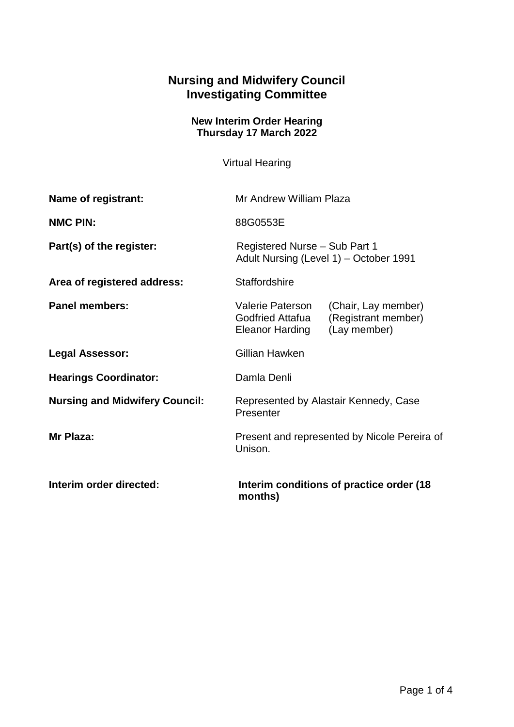# Nursing and Midwifery Council
# Investigating Committee

**New Interim Order Hearing**
**Thursday 17 March 2022**

Virtual Hearing

| | |
|---|---|
| **Name of registrant:** | Mr Andrew William Plaza |
| **NMC PIN:** | 88G0553E |
| **Part(s) of the register:** | Registered Nurse – Sub Part 1<br>Adult Nursing (Level 1) – October 1991 |
| **Area of registered address:** | Staffordshire |
| **Panel members:** | Valerie Paterson (Chair, Lay member)<br>Godfried Attafua (Registrant member)<br>Eleanor Harding (Lay member) |
| **Legal Assessor:** | Gillian Hawken |
| **Hearings Coordinator:** | Damla Denli |
| **Nursing and Midwifery Council:** | Represented by Alastair Kennedy, Case Presenter |
| **Mr Plaza:** | Present and represented by Nicole Pereira of Unison. |
| **Interim order directed:** | **Interim conditions of practice order (18 months)** |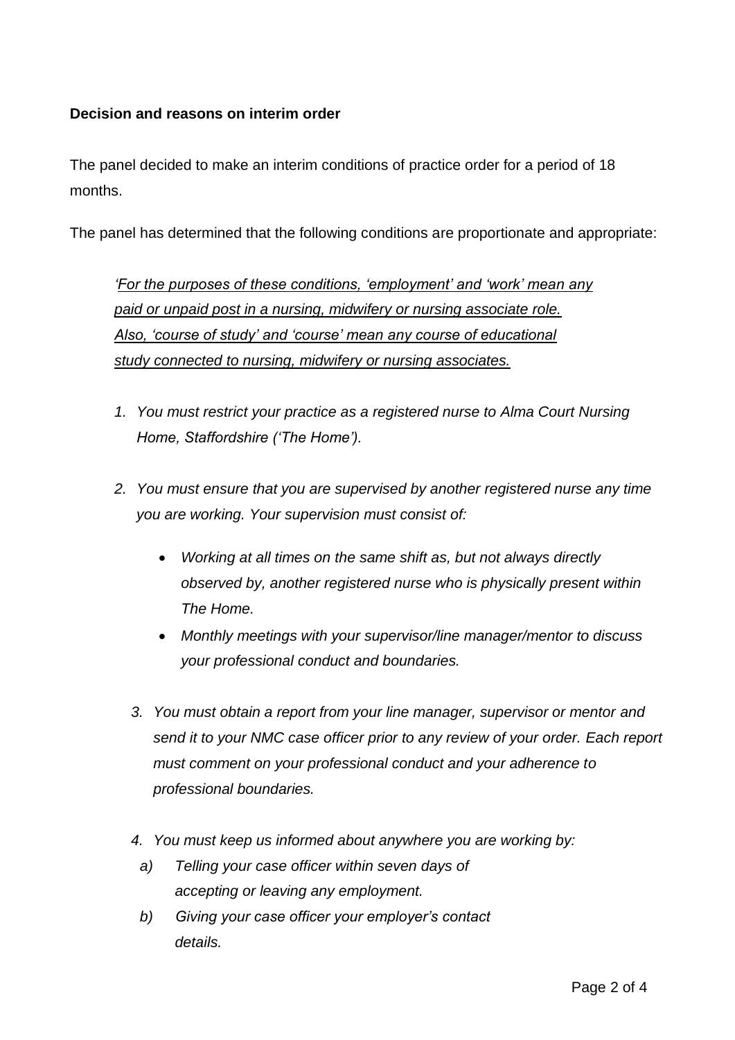**Decision and reasons on interim order**

The panel decided to make an interim conditions of practice order for a period of 18 months.

The panel has determined that the following conditions are proportionate and appropriate:

> *'For the purposes of these conditions, 'employment' and 'work' mean any paid or unpaid post in a nursing, midwifery or nursing associate role. Also, 'course of study' and 'course' mean any course of educational study connected to nursing, midwifery or nursing associates.*
>
> 1. *You must restrict your practice as a registered nurse to Alma Court Nursing Home, Staffordshire ('The Home').*
>
> 2. *You must ensure that you are supervised by another registered nurse any time you are working. Your supervision must consist of:*
>    - *Working at all times on the same shift as, but not always directly observed by, another registered nurse who is physically present within The Home.*
>    - *Monthly meetings with your supervisor/line manager/mentor to discuss your professional conduct and boundaries.*
>
> 3. *You must obtain a report from your line manager, supervisor or mentor and send it to your NMC case officer prior to any review of your order. Each report must comment on your professional conduct and your adherence to professional boundaries.*
>
> 4. *You must keep us informed about anywhere you are working by:*
>    a) *Telling your case officer within seven days of accepting or leaving any employment.*
>    b) *Giving your case officer your employer's contact details.*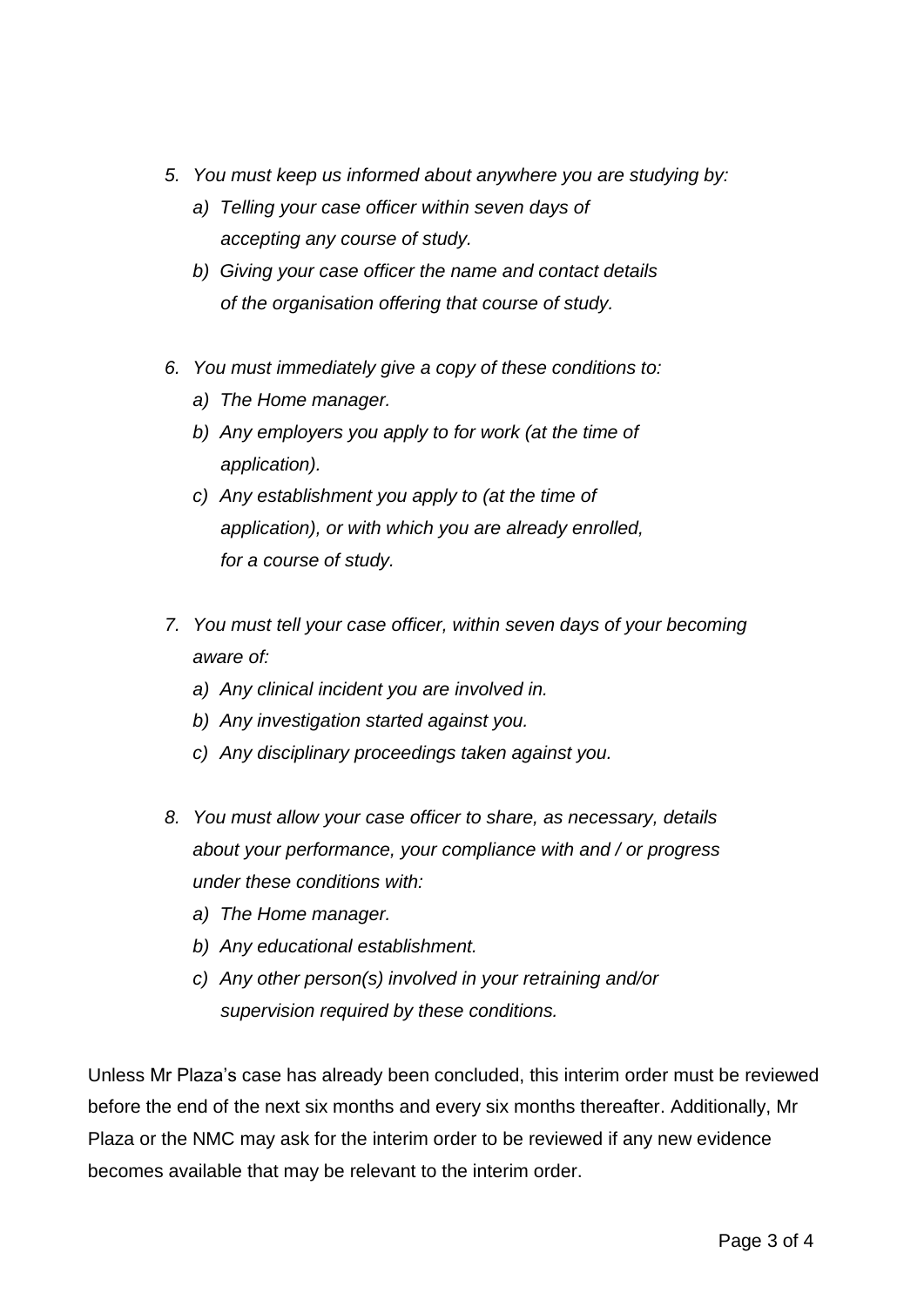*5. You must keep us informed about anywhere you are studying by:*

  *a) Telling your case officer within seven days of accepting any course of study.*

  *b) Giving your case officer the name and contact details of the organisation offering that course of study.*

*6. You must immediately give a copy of these conditions to:*

  *a) The Home manager.*

  *b) Any employers you apply to for work (at the time of application).*

  *c) Any establishment you apply to (at the time of application), or with which you are already enrolled, for a course of study.*

*7. You must tell your case officer, within seven days of your becoming aware of:*

  *a) Any clinical incident you are involved in.*

  *b) Any investigation started against you.*

  *c) Any disciplinary proceedings taken against you.*

*8. You must allow your case officer to share, as necessary, details about your performance, your compliance with and / or progress under these conditions with:*

  *a) The Home manager.*

  *b) Any educational establishment.*

  *c) Any other person(s) involved in your retraining and/or supervision required by these conditions.*

Unless Mr Plaza's case has already been concluded, this interim order must be reviewed before the end of the next six months and every six months thereafter. Additionally, Mr Plaza or the NMC may ask for the interim order to be reviewed if any new evidence becomes available that may be relevant to the interim order.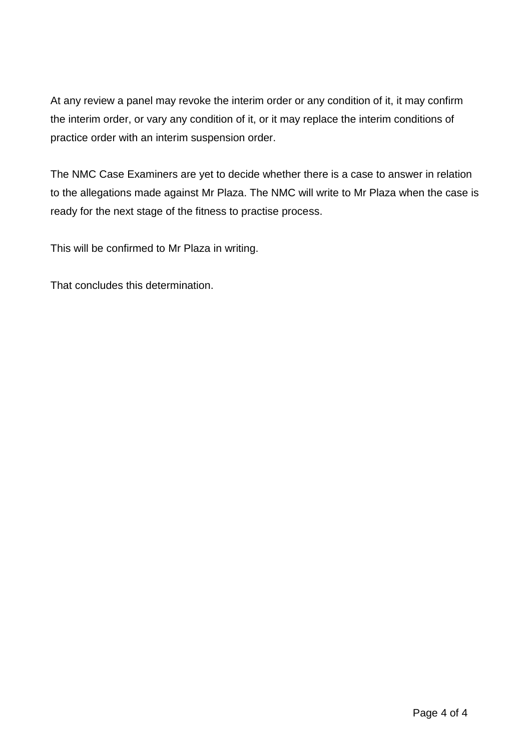At any review a panel may revoke the interim order or any condition of it, it may confirm the interim order, or vary any condition of it, or it may replace the interim conditions of practice order with an interim suspension order.

The NMC Case Examiners are yet to decide whether there is a case to answer in relation to the allegations made against Mr Plaza. The NMC will write to Mr Plaza when the case is ready for the next stage of the fitness to practise process.

This will be confirmed to Mr Plaza in writing.

That concludes this determination.